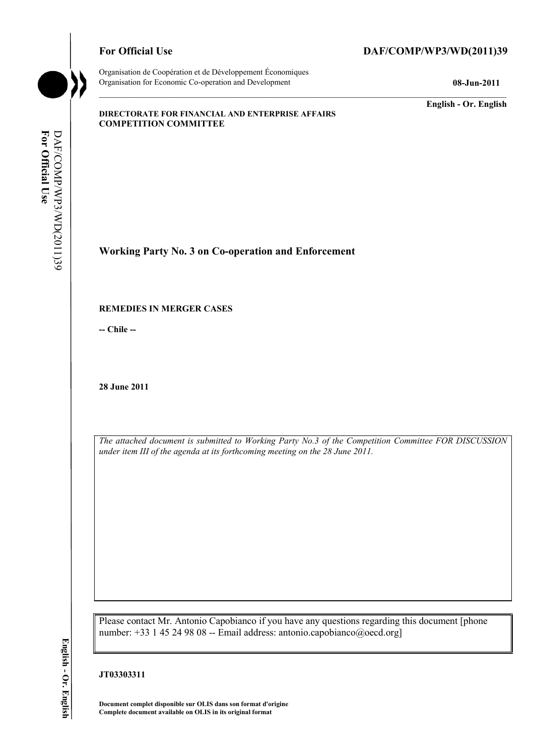**For Official Use** **DAF/COMP/WP3/WD(2011)39**

Organisation de Coopération et de Développement Économiques
Organisation for Economic Co-operation and Development **08-Jun-2011**

**English - Or. English**

**DIRECTORATE FOR FINANCIAL AND ENTERPRISE AFFAIRS**
**COMPETITION COMMITTEE**

## Working Party No. 3 on Co-operation and Enforcement

**REMEDIES IN MERGER CASES**

**-- Chile --**

**28 June 2011**

*The attached document is submitted to Working Party No.3 of the Competition Committee FOR DISCUSSION under item III of the agenda at its forthcoming meeting on the 28 June 2011.*

Please contact Mr. Antonio Capobianco if you have any questions regarding this document [phone number: +33 1 45 24 98 08 -- Email address: antonio.capobianco@oecd.org]

**JT03303311**

**Document complet disponible sur OLIS dans son format d'origine**
**Complete document available on OLIS in its original format**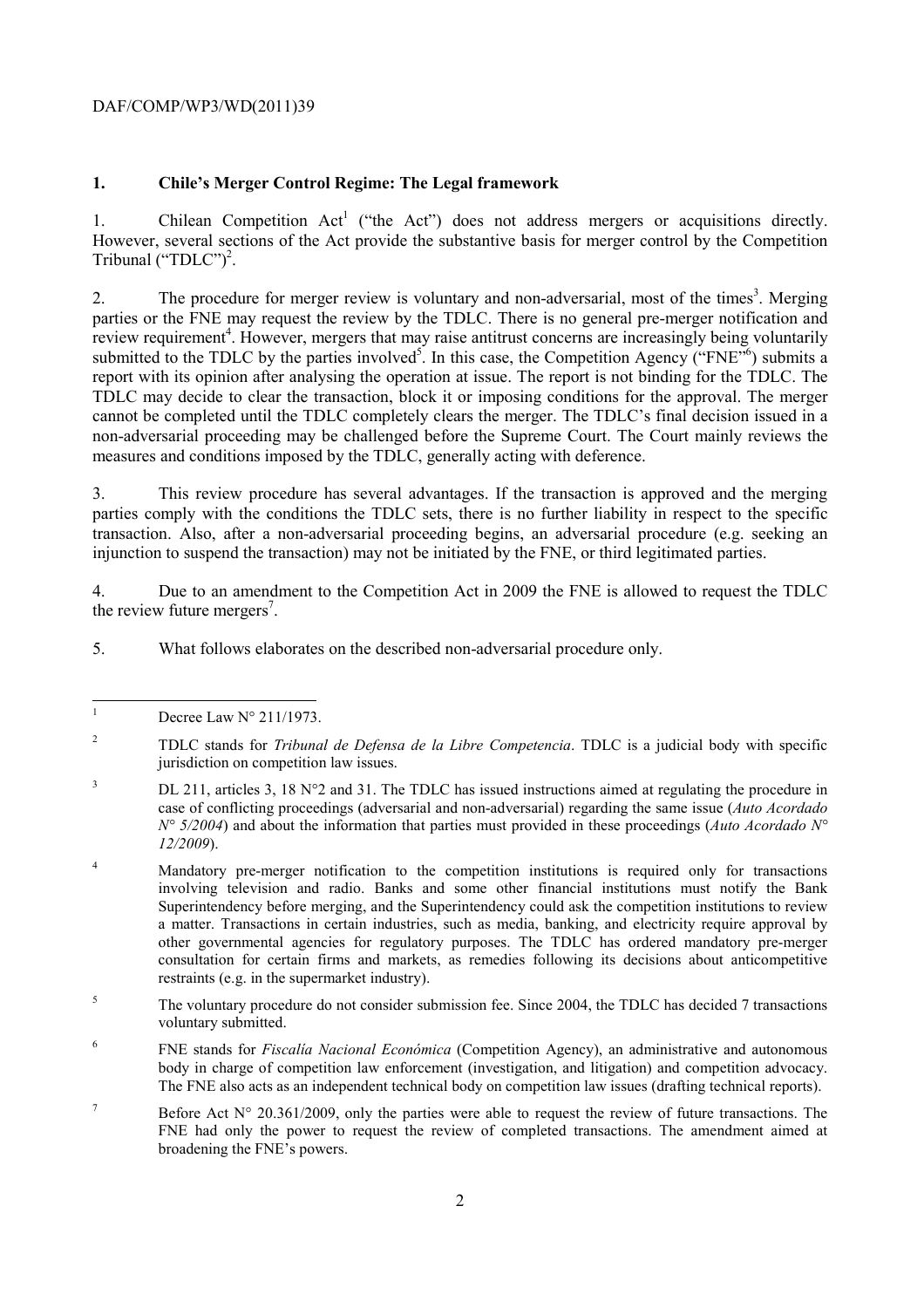## 1. Chile's Merger Control Regime: The Legal framework

1. Chilean Competition Act[1] ("the Act") does not address mergers or acquisitions directly. However, several sections of the Act provide the substantive basis for merger control by the Competition Tribunal ("TDLC")[2].

2. The procedure for merger review is voluntary and non-adversarial, most of the times[3]. Merging parties or the FNE may request the review by the TDLC. There is no general pre-merger notification and review requirement[4]. However, mergers that may raise antitrust concerns are increasingly being voluntarily submitted to the TDLC by the parties involved[5]. In this case, the Competition Agency ("FNE"[6]) submits a report with its opinion after analysing the operation at issue. The report is not binding for the TDLC. The TDLC may decide to clear the transaction, block it or imposing conditions for the approval. The merger cannot be completed until the TDLC completely clears the merger. The TDLC's final decision issued in a non-adversarial proceeding may be challenged before the Supreme Court. The Court mainly reviews the measures and conditions imposed by the TDLC, generally acting with deference.

3. This review procedure has several advantages. If the transaction is approved and the merging parties comply with the conditions the TDLC sets, there is no further liability in respect to the specific transaction. Also, after a non-adversarial proceeding begins, an adversarial procedure (e.g. seeking an injunction to suspend the transaction) may not be initiated by the FNE, or third legitimated parties.

4. Due to an amendment to the Competition Act in 2009 the FNE is allowed to request the TDLC the review future mergers[7].

5. What follows elaborates on the described non-adversarial procedure only.

---

[1] Decree Law N° 211/1973.

[2] TDLC stands for *Tribunal de Defensa de la Libre Competencia*. TDLC is a judicial body with specific jurisdiction on competition law issues.

[3] DL 211, articles 3, 18 N°2 and 31. The TDLC has issued instructions aimed at regulating the procedure in case of conflicting proceedings (adversarial and non-adversarial) regarding the same issue (*Auto Acordado N° 5/2004*) and about the information that parties must provided in these proceedings (*Auto Acordado N° 12/2009*).

[4] Mandatory pre-merger notification to the competition institutions is required only for transactions involving television and radio. Banks and some other financial institutions must notify the Bank Superintendency before merging, and the Superintendency could ask the competition institutions to review a matter. Transactions in certain industries, such as media, banking, and electricity require approval by other governmental agencies for regulatory purposes. The TDLC has ordered mandatory pre-merger consultation for certain firms and markets, as remedies following its decisions about anticompetitive restraints (e.g. in the supermarket industry).

[5] The voluntary procedure do not consider submission fee. Since 2004, the TDLC has decided 7 transactions voluntary submitted.

[6] FNE stands for *Fiscalía Nacional Económica* (Competition Agency), an administrative and autonomous body in charge of competition law enforcement (investigation, and litigation) and competition advocacy. The FNE also acts as an independent technical body on competition law issues (drafting technical reports).

[7] Before Act N° 20.361/2009, only the parties were able to request the review of future transactions. The FNE had only the power to request the review of completed transactions. The amendment aimed at broadening the FNE's powers.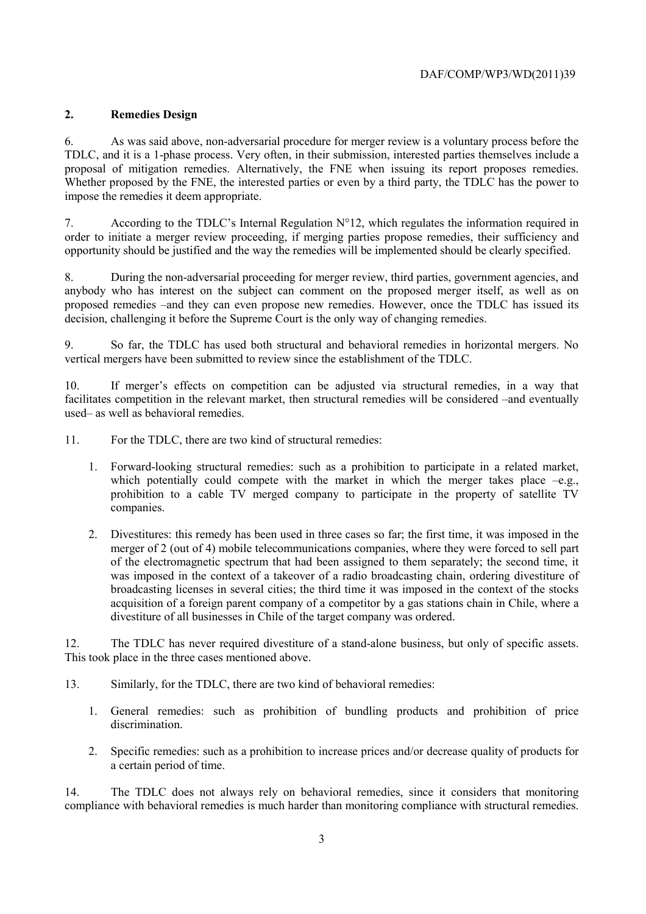## 2. Remedies Design

6. As was said above, non-adversarial procedure for merger review is a voluntary process before the TDLC, and it is a 1-phase process. Very often, in their submission, interested parties themselves include a proposal of mitigation remedies. Alternatively, the FNE when issuing its report proposes remedies. Whether proposed by the FNE, the interested parties or even by a third party, the TDLC has the power to impose the remedies it deem appropriate.

7. According to the TDLC's Internal Regulation N°12, which regulates the information required in order to initiate a merger review proceeding, if merging parties propose remedies, their sufficiency and opportunity should be justified and the way the remedies will be implemented should be clearly specified.

8. During the non-adversarial proceeding for merger review, third parties, government agencies, and anybody who has interest on the subject can comment on the proposed merger itself, as well as on proposed remedies –and they can even propose new remedies. However, once the TDLC has issued its decision, challenging it before the Supreme Court is the only way of changing remedies.

9. So far, the TDLC has used both structural and behavioral remedies in horizontal mergers. No vertical mergers have been submitted to review since the establishment of the TDLC.

10. If merger's effects on competition can be adjusted via structural remedies, in a way that facilitates competition in the relevant market, then structural remedies will be considered –and eventually used– as well as behavioral remedies.

11. For the TDLC, there are two kind of structural remedies:

1. Forward-looking structural remedies: such as a prohibition to participate in a related market, which potentially could compete with the market in which the merger takes place –e.g., prohibition to a cable TV merged company to participate in the property of satellite TV companies.
2. Divestitures: this remedy has been used in three cases so far; the first time, it was imposed in the merger of 2 (out of 4) mobile telecommunications companies, where they were forced to sell part of the electromagnetic spectrum that had been assigned to them separately; the second time, it was imposed in the context of a takeover of a radio broadcasting chain, ordering divestiture of broadcasting licenses in several cities; the third time it was imposed in the context of the stocks acquisition of a foreign parent company of a competitor by a gas stations chain in Chile, where a divestiture of all businesses in Chile of the target company was ordered.

12. The TDLC has never required divestiture of a stand-alone business, but only of specific assets. This took place in the three cases mentioned above.

13. Similarly, for the TDLC, there are two kind of behavioral remedies:

1. General remedies: such as prohibition of bundling products and prohibition of price discrimination.
2. Specific remedies: such as a prohibition to increase prices and/or decrease quality of products for a certain period of time.

14. The TDLC does not always rely on behavioral remedies, since it considers that monitoring compliance with behavioral remedies is much harder than monitoring compliance with structural remedies.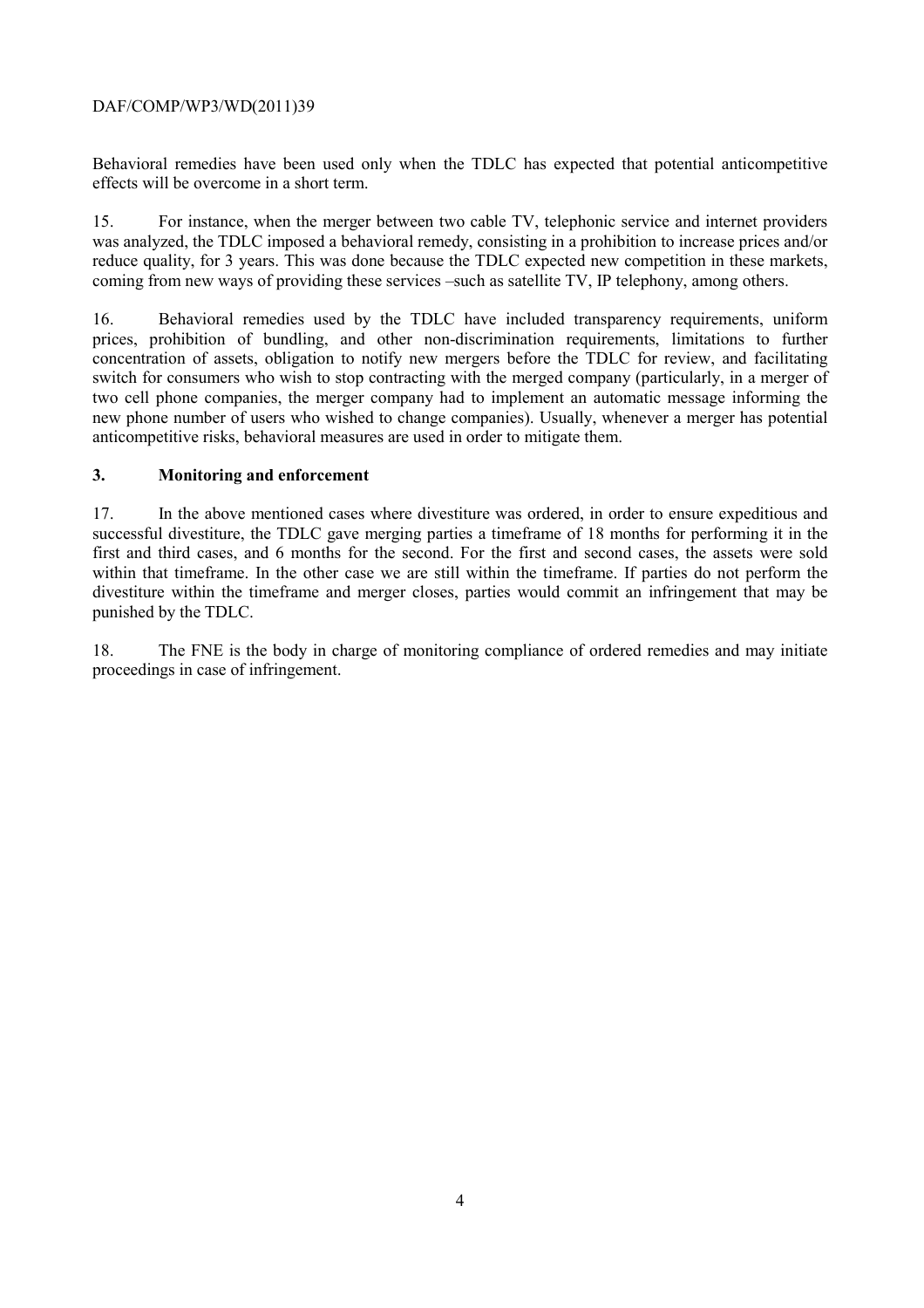Behavioral remedies have been used only when the TDLC has expected that potential anticompetitive effects will be overcome in a short term.

15. For instance, when the merger between two cable TV, telephonic service and internet providers was analyzed, the TDLC imposed a behavioral remedy, consisting in a prohibition to increase prices and/or reduce quality, for 3 years. This was done because the TDLC expected new competition in these markets, coming from new ways of providing these services –such as satellite TV, IP telephony, among others.

16. Behavioral remedies used by the TDLC have included transparency requirements, uniform prices, prohibition of bundling, and other non-discrimination requirements, limitations to further concentration of assets, obligation to notify new mergers before the TDLC for review, and facilitating switch for consumers who wish to stop contracting with the merged company (particularly, in a merger of two cell phone companies, the merger company had to implement an automatic message informing the new phone number of users who wished to change companies). Usually, whenever a merger has potential anticompetitive risks, behavioral measures are used in order to mitigate them.

## 3. Monitoring and enforcement

17. In the above mentioned cases where divestiture was ordered, in order to ensure expeditious and successful divestiture, the TDLC gave merging parties a timeframe of 18 months for performing it in the first and third cases, and 6 months for the second. For the first and second cases, the assets were sold within that timeframe. In the other case we are still within the timeframe. If parties do not perform the divestiture within the timeframe and merger closes, parties would commit an infringement that may be punished by the TDLC.

18. The FNE is the body in charge of monitoring compliance of ordered remedies and may initiate proceedings in case of infringement.